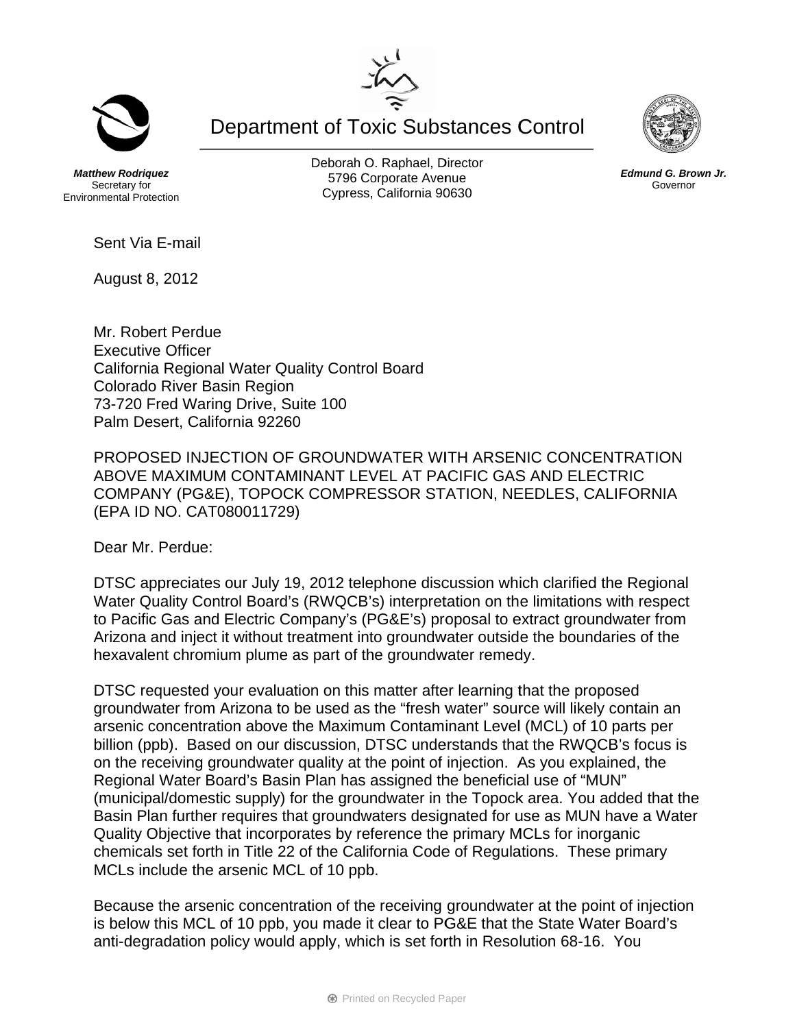# Department of Toxic Substances Control

Deborah O. Raphael, Director
5796 Corporate Avenue
Cypress, California 90630

***Matthew Rodriquez***
Secretary for
Environmental Protection

***Edmund G. Brown Jr.***
Governor

Sent Via E-mail

August 8, 2012

Mr. Robert Perdue
Executive Officer
California Regional Water Quality Control Board
Colorado River Basin Region
73-720 Fred Waring Drive, Suite 100
Palm Desert, California 92260

PROPOSED INJECTION OF GROUNDWATER WITH ARSENIC CONCENTRATION ABOVE MAXIMUM CONTAMINANT LEVEL AT PACIFIC GAS AND ELECTRIC COMPANY (PG&E), TOPOCK COMPRESSOR STATION, NEEDLES, CALIFORNIA (EPA ID NO. CAT080011729)

Dear Mr. Perdue:

DTSC appreciates our July 19, 2012 telephone discussion which clarified the Regional Water Quality Control Board's (RWQCB's) interpretation on the limitations with respect to Pacific Gas and Electric Company's (PG&E's) proposal to extract groundwater from Arizona and inject it without treatment into groundwater outside the boundaries of the hexavalent chromium plume as part of the groundwater remedy.

DTSC requested your evaluation on this matter after learning that the proposed groundwater from Arizona to be used as the "fresh water" source will likely contain an arsenic concentration above the Maximum Contaminant Level (MCL) of 10 parts per billion (ppb). Based on our discussion, DTSC understands that the RWQCB's focus is on the receiving groundwater quality at the point of injection. As you explained, the Regional Water Board's Basin Plan has assigned the beneficial use of "MUN" (municipal/domestic supply) for the groundwater in the Topock area. You added that the Basin Plan further requires that groundwaters designated for use as MUN have a Water Quality Objective that incorporates by reference the primary MCLs for inorganic chemicals set forth in Title 22 of the California Code of Regulations. These primary MCLs include the arsenic MCL of 10 ppb.

Because the arsenic concentration of the receiving groundwater at the point of injection is below this MCL of 10 ppb, you made it clear to PG&E that the State Water Board's anti-degradation policy would apply, which is set forth in Resolution 68-16. You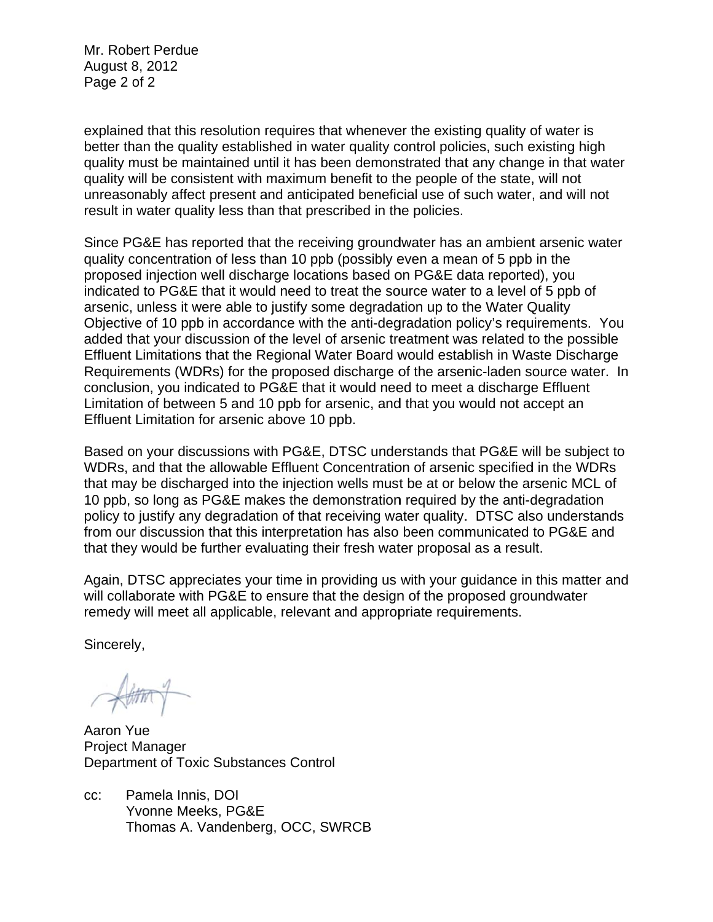explained that this resolution requires that whenever the existing quality of water is better than the quality established in water quality control policies, such existing high quality must be maintained until it has been demonstrated that any change in that water quality will be consistent with maximum benefit to the people of the state, will not unreasonably affect present and anticipated beneficial use of such water, and will not result in water quality less than that prescribed in the policies.

Since PG&E has reported that the receiving groundwater has an ambient arsenic water quality concentration of less than 10 ppb (possibly even a mean of 5 ppb in the proposed injection well discharge locations based on PG&E data reported), you indicated to PG&E that it would need to treat the source water to a level of 5 ppb of arsenic, unless it were able to justify some degradation up to the Water Quality Objective of 10 ppb in accordance with the anti-degradation policy's requirements. You added that your discussion of the level of arsenic treatment was related to the possible Effluent Limitations that the Regional Water Board would establish in Waste Discharge Requirements (WDRs) for the proposed discharge of the arsenic-laden source water. In conclusion, you indicated to PG&E that it would need to meet a discharge Effluent Limitation of between 5 and 10 ppb for arsenic, and that you would not accept an Effluent Limitation for arsenic above 10 ppb.

Based on your discussions with PG&E, DTSC understands that PG&E will be subject to WDRs, and that the allowable Effluent Concentration of arsenic specified in the WDRs that may be discharged into the injection wells must be at or below the arsenic MCL of 10 ppb, so long as PG&E makes the demonstration required by the anti-degradation policy to justify any degradation of that receiving water quality. DTSC also understands from our discussion that this interpretation has also been communicated to PG&E and that they would be further evaluating their fresh water proposal as a result.

Again, DTSC appreciates your time in providing us with your guidance in this matter and will collaborate with PG&E to ensure that the design of the proposed groundwater remedy will meet all applicable, relevant and appropriate requirements.

Sincerely,

Aaron Yue
Project Manager
Department of Toxic Substances Control

cc: Pamela Innis, DOI
Yvonne Meeks, PG&E
Thomas A. Vandenberg, OCC, SWRCB